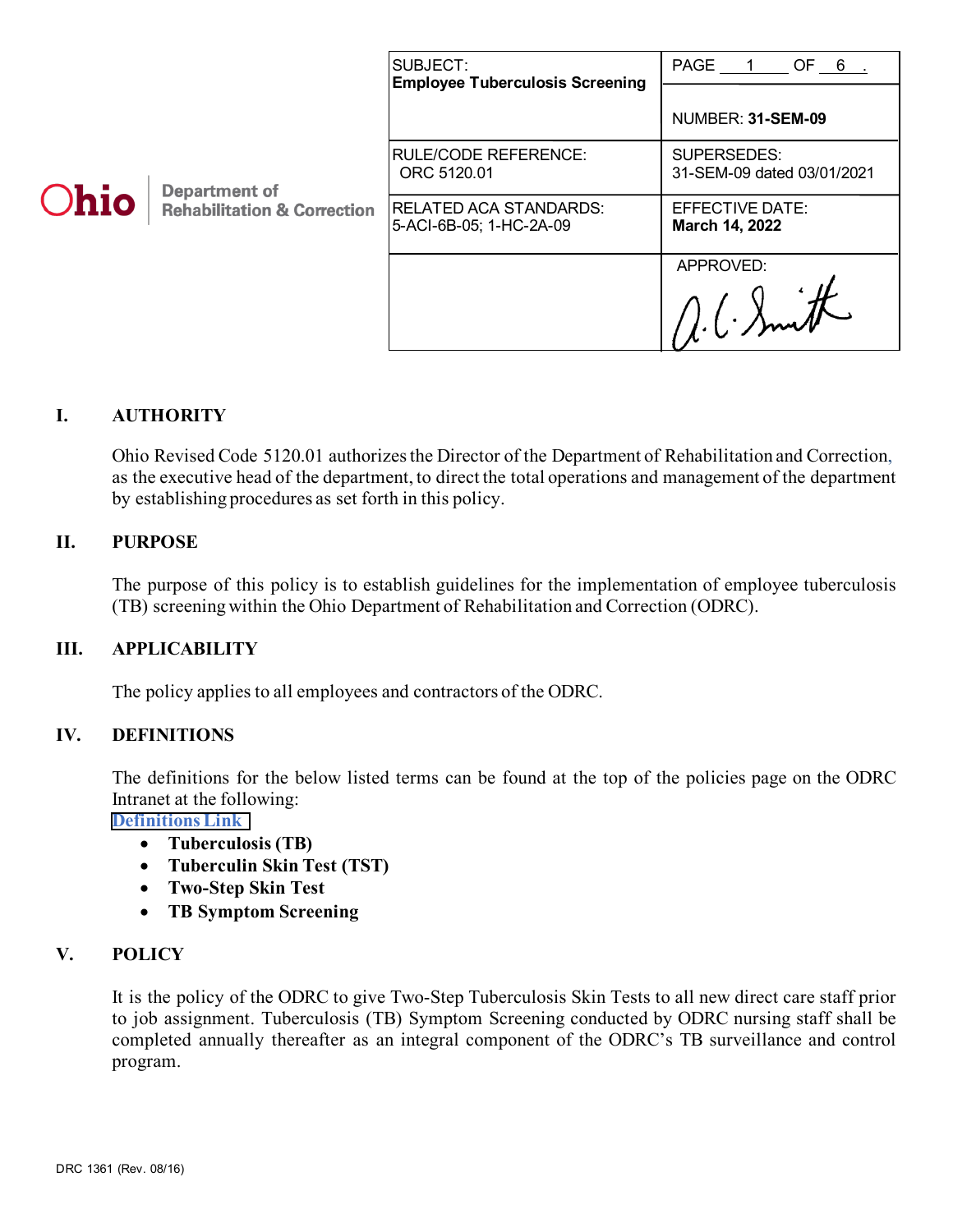Ohio | Department of Rehabilitation & Correction

| SUBJECT: **Employee Tuberculosis Screening** | PAGE 1 OF 6 . NUMBER: **31-SEM-09** |
|---|---|
| RULE/CODE REFERENCE: ORC 5120.01 | SUPERSEDES: 31-SEM-09 dated 03/01/2021 |
| RELATED ACA STANDARDS: 5-ACI-6B-05; 1-HC-2A-09 | EFFECTIVE DATE: **March 14, 2022** |
| | APPROVED: A. C. Smith |

## I. AUTHORITY

Ohio Revised Code 5120.01 authorizes the Director of the Department of Rehabilitation and Correction, as the executive head of the department, to direct the total operations and management of the department by establishing procedures as set forth in this policy.

## II. PURPOSE

The purpose of this policy is to establish guidelines for the implementation of employee tuberculosis (TB) screening within the Ohio Department of Rehabilitation and Correction (ODRC).

## III. APPLICABILITY

The policy applies to all employees and contractors of the ODRC.

## IV. DEFINITIONS

The definitions for the below listed terms can be found at the top of the policies page on the ODRC Intranet at the following:
Definitions Link

- **Tuberculosis (TB)**
- **Tuberculin Skin Test (TST)**
- **Two-Step Skin Test**
- **TB Symptom Screening**

## V. POLICY

It is the policy of the ODRC to give Two-Step Tuberculosis Skin Tests to all new direct care staff prior to job assignment. Tuberculosis (TB) Symptom Screening conducted by ODRC nursing staff shall be completed annually thereafter as an integral component of the ODRC's TB surveillance and control program.

DRC 1361 (Rev. 08/16)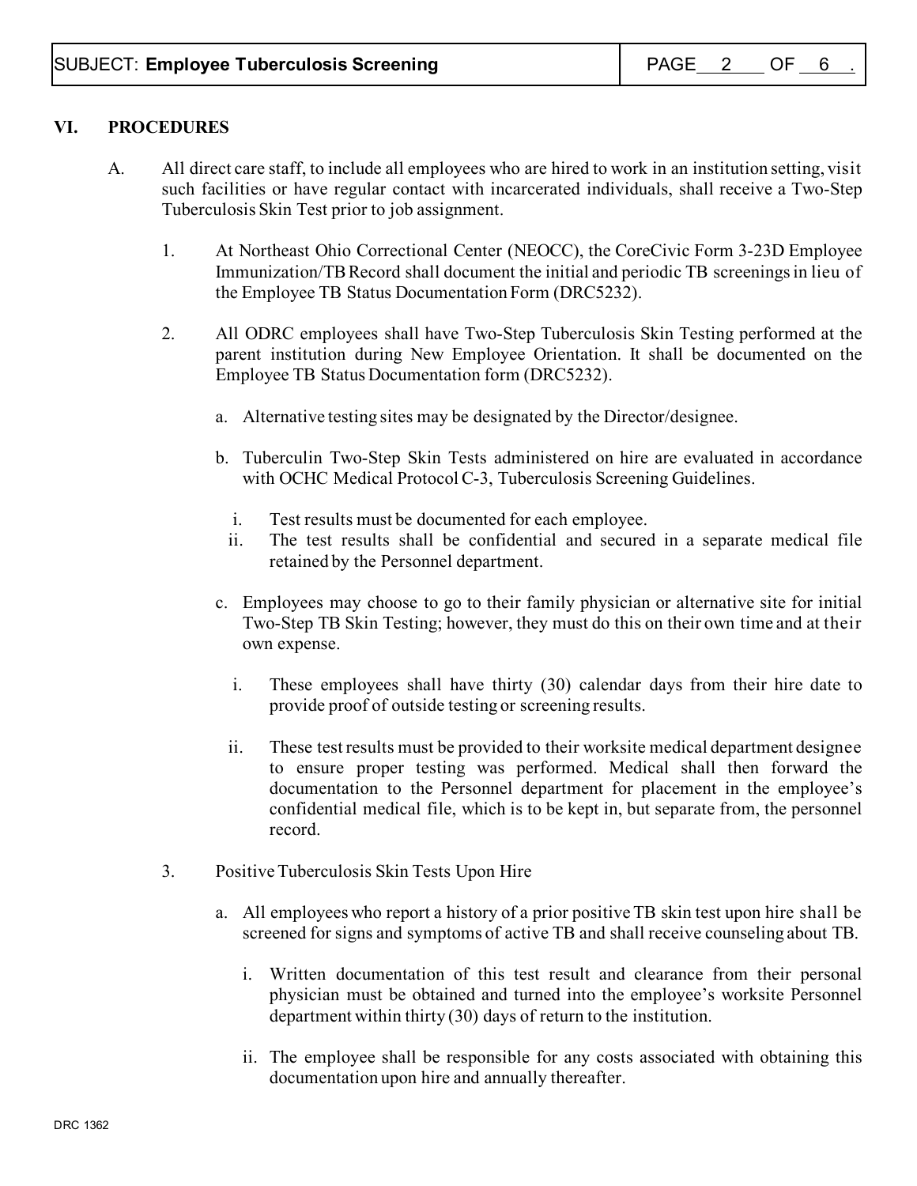## VI. PROCEDURES

A. All direct care staff, to include all employees who are hired to work in an institution setting, visit such facilities or have regular contact with incarcerated individuals, shall receive a Two-Step Tuberculosis Skin Test prior to job assignment.

1. At Northeast Ohio Correctional Center (NEOCC), the CoreCivic Form 3-23D Employee Immunization/TB Record shall document the initial and periodic TB screenings in lieu of the Employee TB Status Documentation Form (DRC5232).

2. All ODRC employees shall have Two-Step Tuberculosis Skin Testing performed at the parent institution during New Employee Orientation. It shall be documented on the Employee TB Status Documentation form (DRC5232).

   a. Alternative testing sites may be designated by the Director/designee.

   b. Tuberculin Two-Step Skin Tests administered on hire are evaluated in accordance with OCHC Medical Protocol C-3, Tuberculosis Screening Guidelines.

      i. Test results must be documented for each employee.
      ii. The test results shall be confidential and secured in a separate medical file retained by the Personnel department.

   c. Employees may choose to go to their family physician or alternative site for initial Two-Step TB Skin Testing; however, they must do this on their own time and at their own expense.

      i. These employees shall have thirty (30) calendar days from their hire date to provide proof of outside testing or screening results.

      ii. These test results must be provided to their worksite medical department designee to ensure proper testing was performed. Medical shall then forward the documentation to the Personnel department for placement in the employee's confidential medical file, which is to be kept in, but separate from, the personnel record.

3. Positive Tuberculosis Skin Tests Upon Hire

   a. All employees who report a history of a prior positive TB skin test upon hire shall be screened for signs and symptoms of active TB and shall receive counseling about TB.

      i. Written documentation of this test result and clearance from their personal physician must be obtained and turned into the employee's worksite Personnel department within thirty (30) days of return to the institution.

      ii. The employee shall be responsible for any costs associated with obtaining this documentation upon hire and annually thereafter.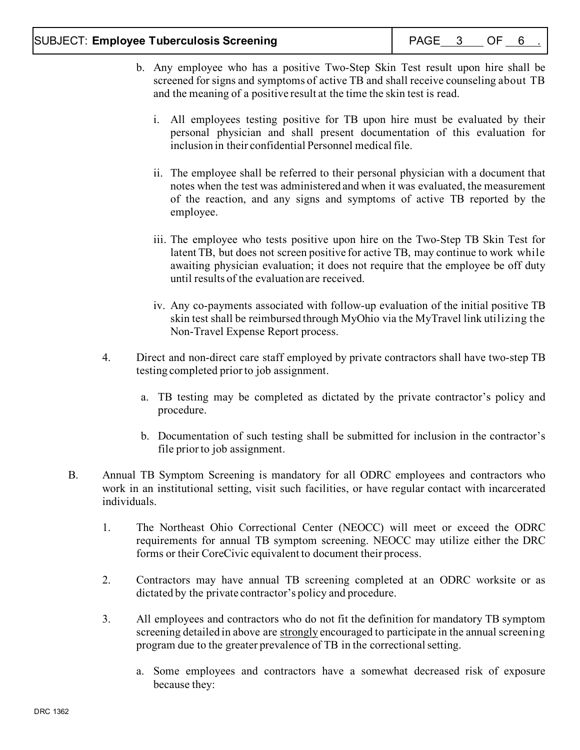b. Any employee who has a positive Two-Step Skin Test result upon hire shall be screened for signs and symptoms of active TB and shall receive counseling about TB and the meaning of a positive result at the time the skin test is read.

   i. All employees testing positive for TB upon hire must be evaluated by their personal physician and shall present documentation of this evaluation for inclusion in their confidential Personnel medical file.

   ii. The employee shall be referred to their personal physician with a document that notes when the test was administered and when it was evaluated, the measurement of the reaction, and any signs and symptoms of active TB reported by the employee.

   iii. The employee who tests positive upon hire on the Two-Step TB Skin Test for latent TB, but does not screen positive for active TB, may continue to work while awaiting physician evaluation; it does not require that the employee be off duty until results of the evaluation are received.

   iv. Any co-payments associated with follow-up evaluation of the initial positive TB skin test shall be reimbursed through MyOhio via the MyTravel link utilizing the Non-Travel Expense Report process.

4. Direct and non-direct care staff employed by private contractors shall have two-step TB testing completed prior to job assignment.

   a. TB testing may be completed as dictated by the private contractor's policy and procedure.

   b. Documentation of such testing shall be submitted for inclusion in the contractor's file prior to job assignment.

B. Annual TB Symptom Screening is mandatory for all ODRC employees and contractors who work in an institutional setting, visit such facilities, or have regular contact with incarcerated individuals.

   1. The Northeast Ohio Correctional Center (NEOCC) will meet or exceed the ODRC requirements for annual TB symptom screening. NEOCC may utilize either the DRC forms or their CoreCivic equivalent to document their process.

   2. Contractors may have annual TB screening completed at an ODRC worksite or as dictated by the private contractor's policy and procedure.

   3. All employees and contractors who do not fit the definition for mandatory TB symptom screening detailed in above are <u>strongly</u> encouraged to participate in the annual screening program due to the greater prevalence of TB in the correctional setting.

      a. Some employees and contractors have a somewhat decreased risk of exposure because they: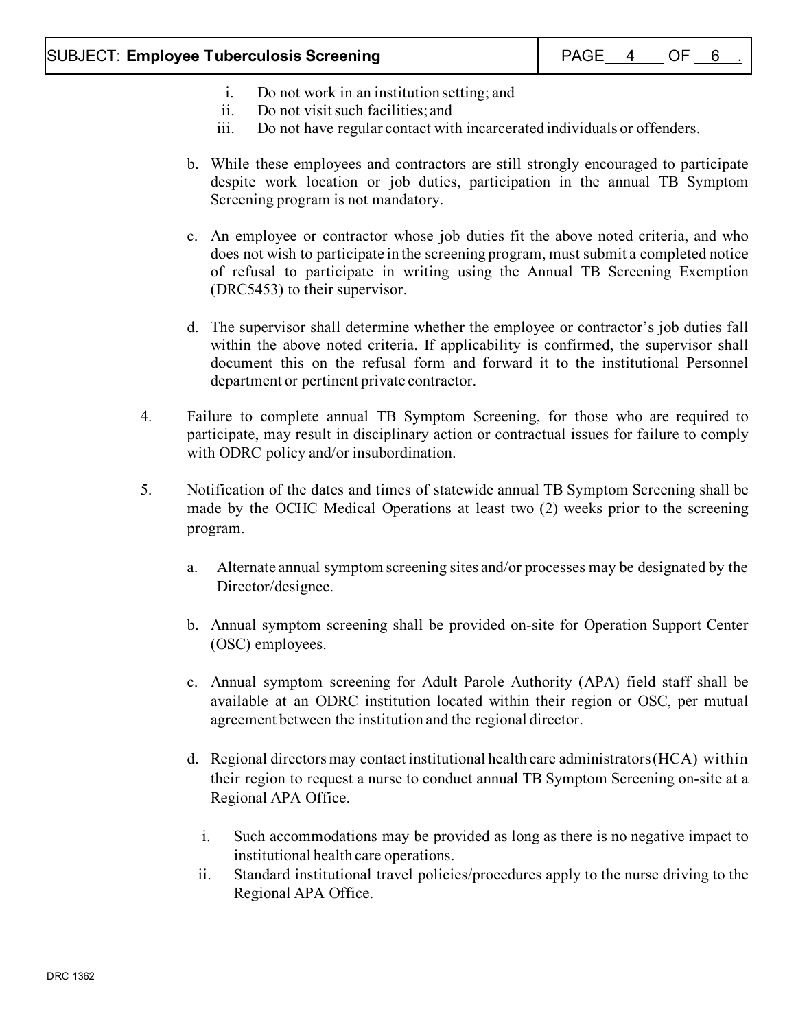i. Do not work in an institution setting; and
   ii. Do not visit such facilities; and
   iii. Do not have regular contact with incarcerated individuals or offenders.

b. While these employees and contractors are still <u>strongly</u> encouraged to participate despite work location or job duties, participation in the annual TB Symptom Screening program is not mandatory.

c. An employee or contractor whose job duties fit the above noted criteria, and who does not wish to participate in the screening program, must submit a completed notice of refusal to participate in writing using the Annual TB Screening Exemption (DRC5453) to their supervisor.

d. The supervisor shall determine whether the employee or contractor's job duties fall within the above noted criteria. If applicability is confirmed, the supervisor shall document this on the refusal form and forward it to the institutional Personnel department or pertinent private contractor.

4. Failure to complete annual TB Symptom Screening, for those who are required to participate, may result in disciplinary action or contractual issues for failure to comply with ODRC policy and/or insubordination.

5. Notification of the dates and times of statewide annual TB Symptom Screening shall be made by the OCHC Medical Operations at least two (2) weeks prior to the screening program.

   a. Alternate annual symptom screening sites and/or processes may be designated by the Director/designee.

   b. Annual symptom screening shall be provided on-site for Operation Support Center (OSC) employees.

   c. Annual symptom screening for Adult Parole Authority (APA) field staff shall be available at an ODRC institution located within their region or OSC, per mutual agreement between the institution and the regional director.

   d. Regional directors may contact institutional health care administrators (HCA) within their region to request a nurse to conduct annual TB Symptom Screening on-site at a Regional APA Office.

      i. Such accommodations may be provided as long as there is no negative impact to institutional health care operations.
      ii. Standard institutional travel policies/procedures apply to the nurse driving to the Regional APA Office.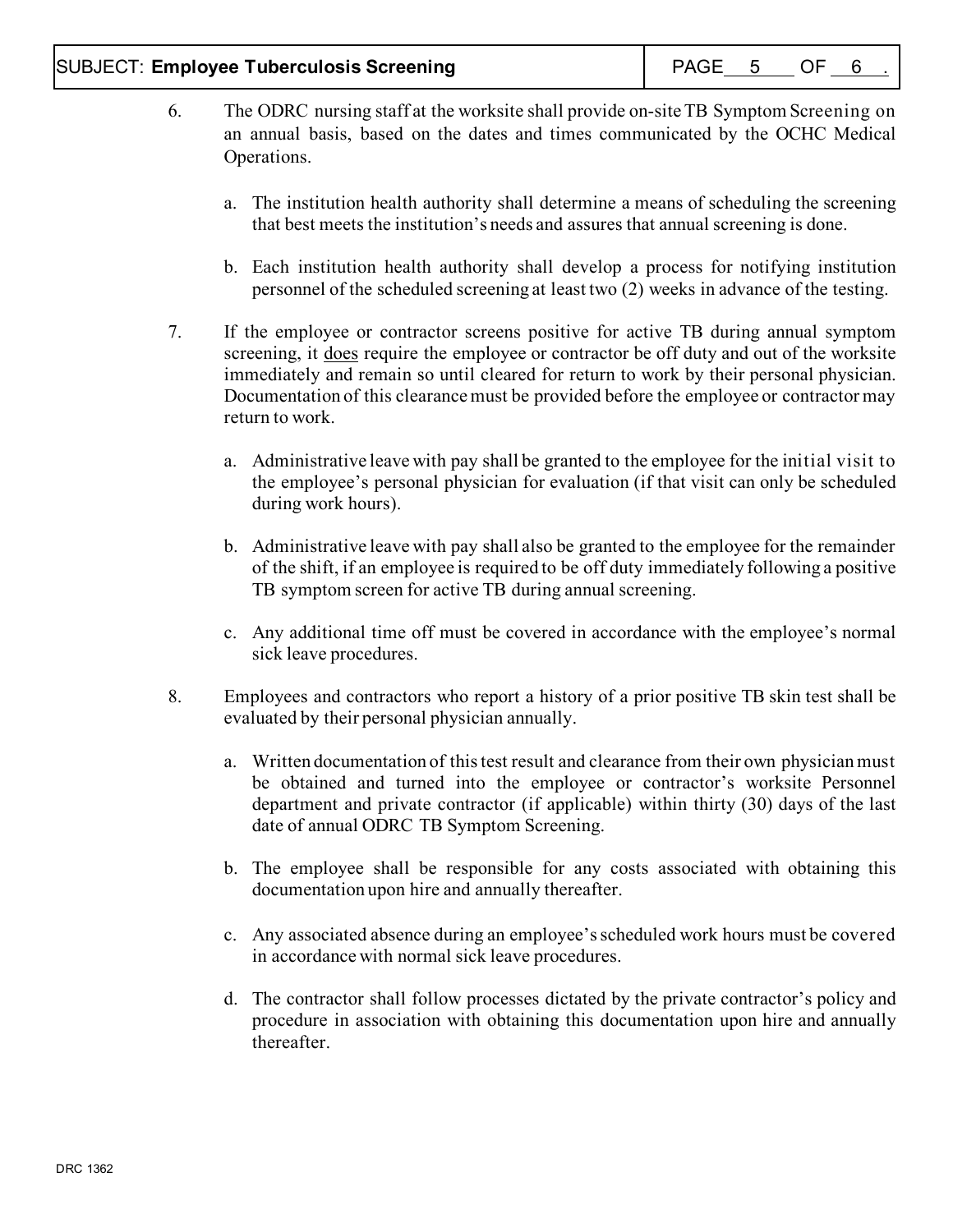6. The ODRC nursing staff at the worksite shall provide on-site TB Symptom Screening on an annual basis, based on the dates and times communicated by the OCHC Medical Operations.

   a. The institution health authority shall determine a means of scheduling the screening that best meets the institution's needs and assures that annual screening is done.

   b. Each institution health authority shall develop a process for notifying institution personnel of the scheduled screening at least two (2) weeks in advance of the testing.

7. If the employee or contractor screens positive for active TB during annual symptom screening, it <u>does</u> require the employee or contractor be off duty and out of the worksite immediately and remain so until cleared for return to work by their personal physician. Documentation of this clearance must be provided before the employee or contractor may return to work.

   a. Administrative leave with pay shall be granted to the employee for the initial visit to the employee's personal physician for evaluation (if that visit can only be scheduled during work hours).

   b. Administrative leave with pay shall also be granted to the employee for the remainder of the shift, if an employee is required to be off duty immediately following a positive TB symptom screen for active TB during annual screening.

   c. Any additional time off must be covered in accordance with the employee's normal sick leave procedures.

8. Employees and contractors who report a history of a prior positive TB skin test shall be evaluated by their personal physician annually.

   a. Written documentation of this test result and clearance from their own physician must be obtained and turned into the employee or contractor's worksite Personnel department and private contractor (if applicable) within thirty (30) days of the last date of annual ODRC TB Symptom Screening.

   b. The employee shall be responsible for any costs associated with obtaining this documentation upon hire and annually thereafter.

   c. Any associated absence during an employee's scheduled work hours must be covered in accordance with normal sick leave procedures.

   d. The contractor shall follow processes dictated by the private contractor's policy and procedure in association with obtaining this documentation upon hire and annually thereafter.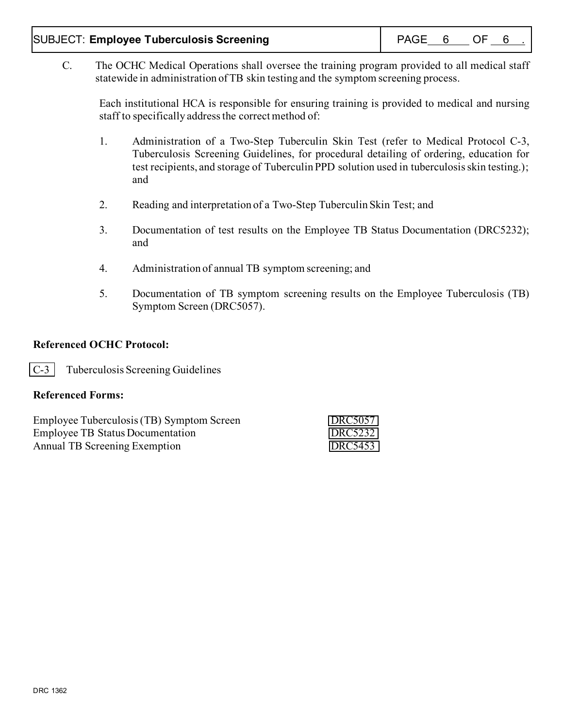C. The OCHC Medical Operations shall oversee the training program provided to all medical staff statewide in administration of TB skin testing and the symptom screening process.

Each institutional HCA is responsible for ensuring training is provided to medical and nursing staff to specifically address the correct method of:

1. Administration of a Two-Step Tuberculin Skin Test (refer to Medical Protocol C-3, Tuberculosis Screening Guidelines, for procedural detailing of ordering, education for test recipients, and storage of Tuberculin PPD solution used in tuberculosis skin testing.); and
2. Reading and interpretation of a Two-Step Tuberculin Skin Test; and
3. Documentation of test results on the Employee TB Status Documentation (DRC5232); and
4. Administration of annual TB symptom screening; and
5. Documentation of TB symptom screening results on the Employee Tuberculosis (TB) Symptom Screen (DRC5057).

**Referenced OCHC Protocol:**

C-3 Tuberculosis Screening Guidelines

**Referenced Forms:**

| | |
|---|---|
| Employee Tuberculosis (TB) Symptom Screen | DRC5057 |
| Employee TB Status Documentation | DRC5232 |
| Annual TB Screening Exemption | DRC5453 |

DRC 1362